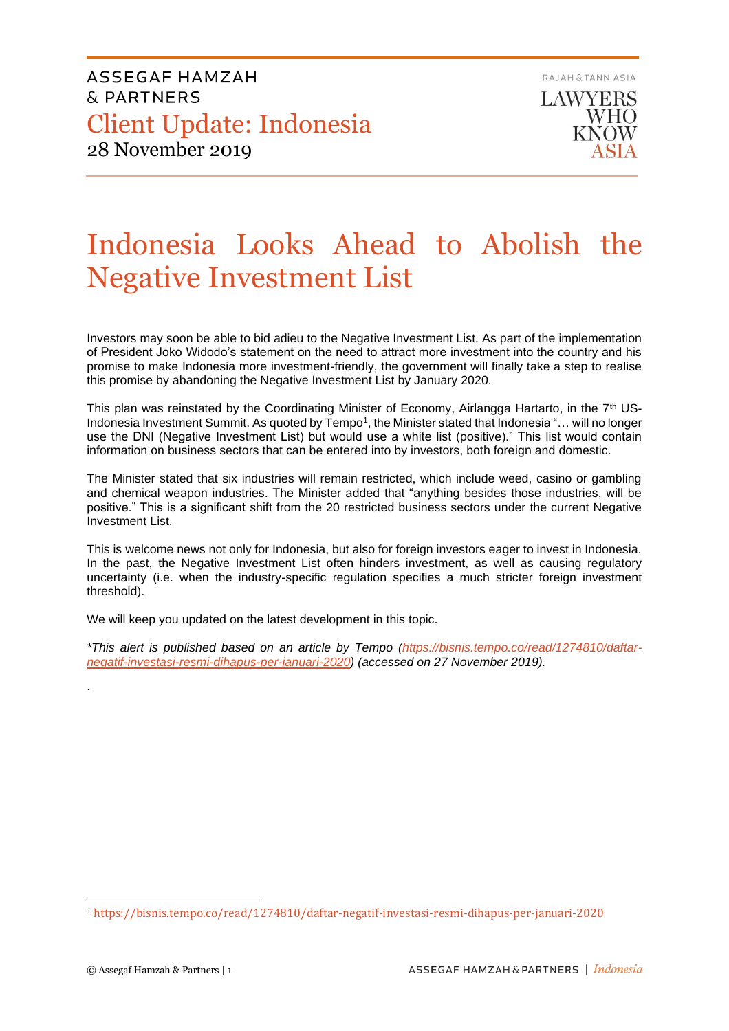ASSEGAF HAMZAH & PARTNERS

Client Update: Indonesia

28 November 2019

RAJAH & TANN ASIA

LAWYERS WHO KNOW ASIA

# Indonesia Looks Ahead to Abolish the Negative Investment List

Investors may soon be able to bid adieu to the Negative Investment List. As part of the implementation of President Joko Widodo's statement on the need to attract more investment into the country and his promise to make Indonesia more investment-friendly, the government will finally take a step to realise this promise by abandoning the Negative Investment List by January 2020.

This plan was reinstated by the Coordinating Minister of Economy, Airlangga Hartarto, in the 7th US-Indonesia Investment Summit. As quoted by Tempo[1], the Minister stated that Indonesia "… will no longer use the DNI (Negative Investment List) but would use a white list (positive)." This list would contain information on business sectors that can be entered into by investors, both foreign and domestic.

The Minister stated that six industries will remain restricted, which include weed, casino or gambling and chemical weapon industries. The Minister added that "anything besides those industries, will be positive." This is a significant shift from the 20 restricted business sectors under the current Negative Investment List.

This is welcome news not only for Indonesia, but also for foreign investors eager to invest in Indonesia. In the past, the Negative Investment List often hinders investment, as well as causing regulatory uncertainty (i.e. when the industry-specific regulation specifies a much stricter foreign investment threshold).

We will keep you updated on the latest development in this topic.

*\*This alert is published based on an article by Tempo ([https://bisnis.tempo.co/read/1274810/daftar-negatif-investasi-resmi-dihapus-per-januari-2020](https://bisnis.tempo.co/read/1274810/daftar-negatif-investasi-resmi-dihapus-per-januari-2020)) (accessed on 27 November 2019).*

.

[1] https://bisnis.tempo.co/read/1274810/daftar-negatif-investasi-resmi-dihapus-per-januari-2020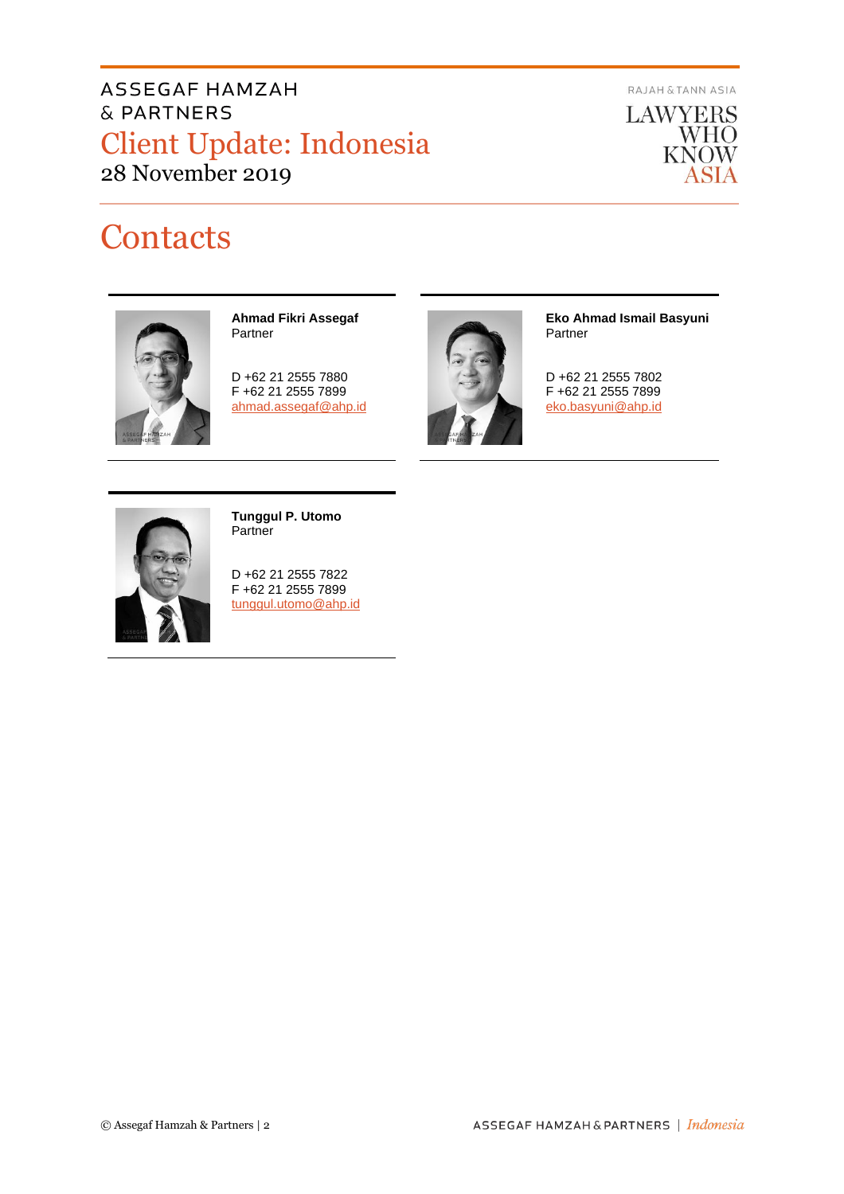# Contacts

**Ahmad Fikri Assegaf**
Partner

D +62 21 2555 7880
F +62 21 2555 7899
ahmad.assegaf@ahp.id

**Eko Ahmad Ismail Basyuni**
Partner

D +62 21 2555 7802
F +62 21 2555 7899
eko.basyuni@ahp.id

**Tunggul P. Utomo**
Partner

D +62 21 2555 7822
F +62 21 2555 7899
tunggul.utomo@ahp.id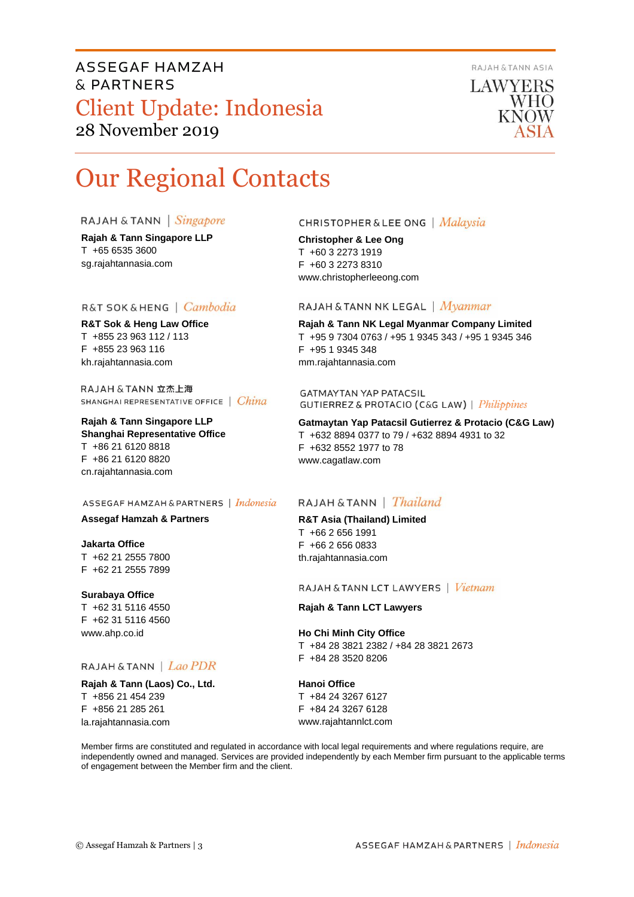# Our Regional Contacts

RAJAH & TANN | *Singapore*

**Rajah & Tann Singapore LLP**
T +65 6535 3600
sg.rajahtannasia.com

CHRISTOPHER & LEE ONG | *Malaysia*

**Christopher & Lee Ong**
T +60 3 2273 1919
F +60 3 2273 8310
www.christopherleeong.com

R&T SOK & HENG | *Cambodia*

**R&T Sok & Heng Law Office**
T +855 23 963 112 / 113
F +855 23 963 116
kh.rajahtannasia.com

RAJAH & TANN NK LEGAL | *Myanmar*

**Rajah & Tann NK Legal Myanmar Company Limited**
T +95 9 7304 0763 / +95 1 9345 343 / +95 1 9345 346
F +95 1 9345 348
mm.rajahtannasia.com

RAJAH & TANN 立杰上海
SHANGHAI REPRESENTATIVE OFFICE | *China*

**Rajah & Tann Singapore LLP**
**Shanghai Representative Office**
T +86 21 6120 8818
F +86 21 6120 8820
cn.rajahtannasia.com

GATMAYTAN YAP PATACSIL
GUTIERREZ & PROTACIO (C&G LAW) | *Philippines*

**Gatmaytan Yap Patacsil Gutierrez & Protacio (C&G Law)**
T +632 8894 0377 to 79 / +632 8894 4931 to 32
F +632 8552 1977 to 78
www.cagatlaw.com

ASSEGAF HAMZAH & PARTNERS | *Indonesia*

**Assegaf Hamzah & Partners**

**Jakarta Office**
T +62 21 2555 7800
F +62 21 2555 7899

**Surabaya Office**
T +62 31 5116 4550
F +62 31 5116 4560
www.ahp.co.id

RAJAH & TANN | *Thailand*

**R&T Asia (Thailand) Limited**
T +66 2 656 1991
F +66 2 656 0833
th.rajahtannasia.com

RAJAH & TANN LCT LAWYERS | *Vietnam*

**Rajah & Tann LCT Lawyers**

**Ho Chi Minh City Office**
T +84 28 3821 2382 / +84 28 3821 2673
F +84 28 3520 8206

**Hanoi Office**
T +84 24 3267 6127
F +84 24 3267 6128
www.rajahtannlct.com

RAJAH & TANN | *Lao PDR*

**Rajah & Tann (Laos) Co., Ltd.**
T +856 21 454 239
F +856 21 285 261
la.rajahtannasia.com

Member firms are constituted and regulated in accordance with local legal requirements and where regulations require, are independently owned and managed. Services are provided independently by each Member firm pursuant to the applicable terms of engagement between the Member firm and the client.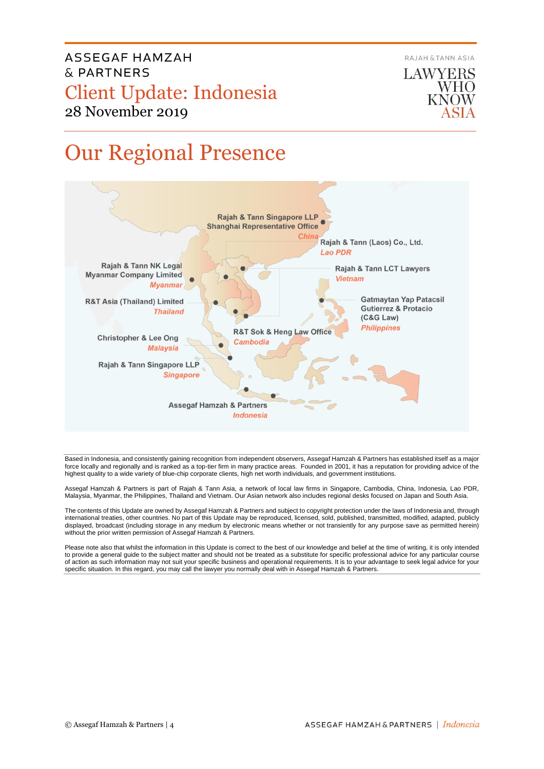# ASSEGAF HAMZAH & PARTNERS

# Client Update: Indonesia

28 November 2019

RAJAH & TANN ASIA

LAWYERS WHO KNOW ASIA

## Our Regional Presence

Rajah & Tann Singapore LLP
Shanghai Representative Office
*China*

Rajah & Tann (Laos) Co., Ltd.
*Lao PDR*

Rajah & Tann NK Legal
Myanmar Company Limited
*Myanmar*

Rajah & Tann LCT Lawyers
*Vietnam*

R&T Asia (Thailand) Limited
*Thailand*

Gatmaytan Yap Patacsil
Gutierrez & Protacio
(C&G Law)
*Philippines*

R&T Sok & Heng Law Office
*Cambodia*

Christopher & Lee Ong
*Malaysia*

Rajah & Tann Singapore LLP
*Singapore*

Assegaf Hamzah & Partners
*Indonesia*

Based in Indonesia, and consistently gaining recognition from independent observers, Assegaf Hamzah & Partners has established itself as a major force locally and regionally and is ranked as a top-tier firm in many practice areas. Founded in 2001, it has a reputation for providing advice of the highest quality to a wide variety of blue-chip corporate clients, high net worth individuals, and government institutions.

Assegaf Hamzah & Partners is part of Rajah & Tann Asia, a network of local law firms in Singapore, Cambodia, China, Indonesia, Lao PDR, Malaysia, Myanmar, the Philippines, Thailand and Vietnam. Our Asian network also includes regional desks focused on Japan and South Asia.

The contents of this Update are owned by Assegaf Hamzah & Partners and subject to copyright protection under the laws of Indonesia and, through international treaties, other countries. No part of this Update may be reproduced, licensed, sold, published, transmitted, modified, adapted, publicly displayed, broadcast (including storage in any medium by electronic means whether or not transiently for any purpose save as permitted herein) without the prior written permission of Assegaf Hamzah & Partners.

Please note also that whilst the information in this Update is correct to the best of our knowledge and belief at the time of writing, it is only intended to provide a general guide to the subject matter and should not be treated as a substitute for specific professional advice for any particular course of action as such information may not suit your specific business and operational requirements. It is to your advantage to seek legal advice for your specific situation. In this regard, you may call the lawyer you normally deal with in Assegaf Hamzah & Partners.